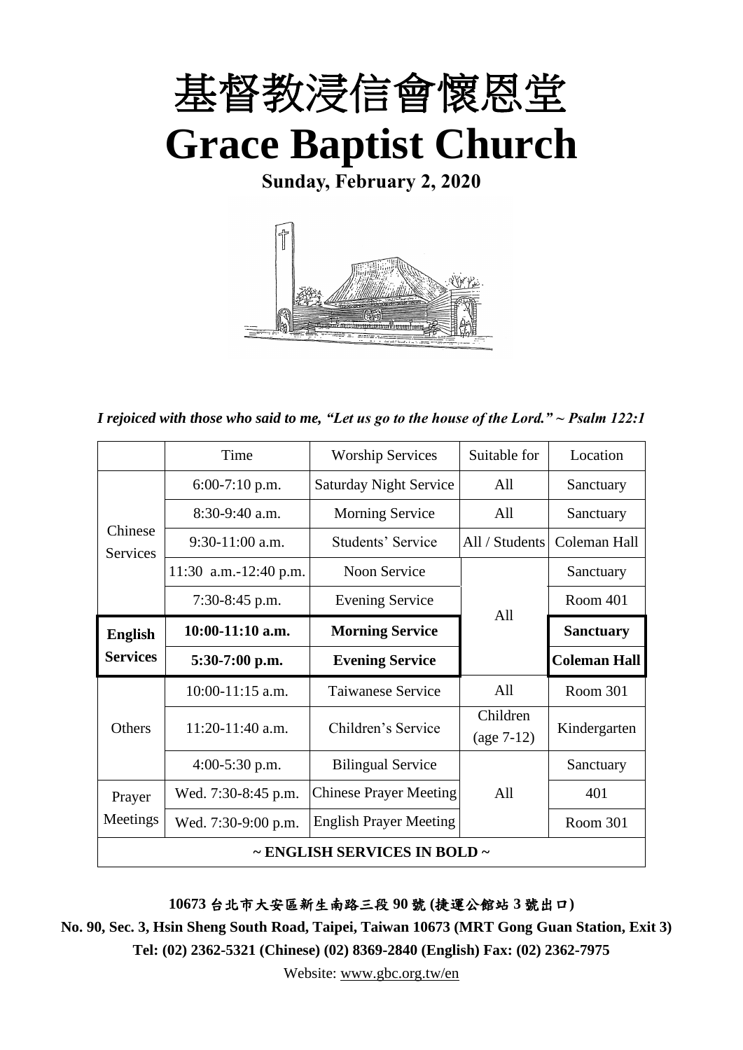# 基督教浸信會懷恩堂

# Grace Baptist Church

**Sunday, February 2, 2020**

*I rejoiced with those who said to me, "Let us go to the house of the Lord." ~ Psalm 122:1*

| | Time | Worship Services | Suitable for | Location |
|---|---|---|---|---|
| Chinese Services | 6:00-7:10 p.m. | Saturday Night Service | All | Sanctuary |
| | 8:30-9:40 a.m. | Morning Service | All | Sanctuary |
| | 9:30-11:00 a.m. | Students' Service | All / Students | Coleman Hall |
| | 11:30 a.m.-12:40 p.m. | Noon Service | All | Sanctuary |
| | 7:30-8:45 p.m. | Evening Service | | Room 401 |
| **English Services** | **10:00-11:10 a.m.** | **Morning Service** | | **Sanctuary** |
| | **5:30-7:00 p.m.** | **Evening Service** | | **Coleman Hall** |
| Others | 10:00-11:15 a.m. | Taiwanese Service | All | Room 301 |
| | 11:20-11:40 a.m. | Children's Service | Children (age 7-12) | Kindergarten |
| | 4:00-5:30 p.m. | Bilingual Service | All | Sanctuary |
| Prayer Meetings | Wed. 7:30-8:45 p.m. | Chinese Prayer Meeting | | 401 |
| | Wed. 7:30-9:00 p.m. | English Prayer Meeting | | Room 301 |
| **~ ENGLISH SERVICES IN BOLD ~** | | | | |

**10673 台北市大安區新生南路三段 90 號 (捷運公館站 3 號出口)**

**No. 90, Sec. 3, Hsin Sheng South Road, Taipei, Taiwan 10673 (MRT Gong Guan Station, Exit 3)**

**Tel: (02) 2362-5321 (Chinese) (02) 8369-2840 (English) Fax: (02) 2362-7975**

Website: www.gbc.org.tw/en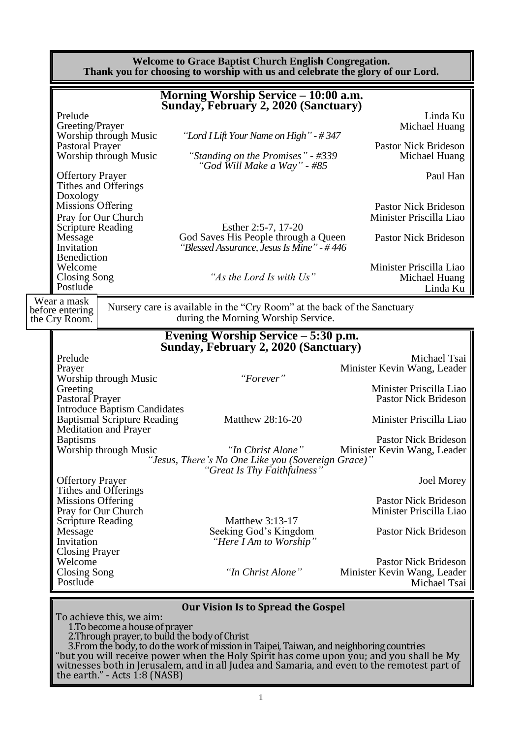**Welcome to Grace Baptist Church English Congregation.**
**Thank you for choosing to worship with us and celebrate the glory of our Lord.**

## Morning Worship Service – 10:00 a.m.
## Sunday, February 2, 2020 (Sanctuary)

| | | |
|---|---|---|
| Prelude | | Linda Ku |
| Greeting/Prayer | | Michael Huang |
| Worship through Music | *"Lord I Lift Your Name on High" - # 347* | |
| Pastoral Prayer | | Pastor Nick Brideson |
| Worship through Music | *"Standing on the Promises" - #339* *"God Will Make a Way" - #85* | Michael Huang |
| Offertory Prayer | | Paul Han |
| Tithes and Offerings | | |
| Doxology | | |
| Missions Offering | | Pastor Nick Brideson |
| Pray for Our Church | | Minister Priscilla Liao |
| Scripture Reading | Esther 2:5-7, 17-20 | |
| Message | God Saves His People through a Queen | Pastor Nick Brideson |
| Invitation | *"Blessed Assurance, Jesus Is Mine" - # 446* | |
| Benediction | | |
| Welcome | | Minister Priscilla Liao |
| Closing Song | *"As the Lord Is with Us"* | Michael Huang |
| Postlude | | Linda Ku |

Wear a mask before entering the Cry Room.

Nursery care is available in the "Cry Room" at the back of the Sanctuary during the Morning Worship Service.

## Evening Worship Service – 5:30 p.m.
## Sunday, February 2, 2020 (Sanctuary)

| | | |
|---|---|---|
| Prelude | | Michael Tsai |
| Prayer | | Minister Kevin Wang, Leader |
| Worship through Music | *"Forever"* | |
| Greeting | | Minister Priscilla Liao |
| Pastoral Prayer | | Pastor Nick Brideson |
| Introduce Baptism Candidates | | |
| Baptismal Scripture Reading | Matthew 28:16-20 | Minister Priscilla Liao |
| Meditation and Prayer | | |
| Baptisms | | Pastor Nick Brideson |
| Worship through Music | *"In Christ Alone"* *"Jesus, There's No One Like you (Sovereign Grace)"* *"Great Is Thy Faithfulness"* | Minister Kevin Wang, Leader |
| Offertory Prayer | | Joel Morey |
| Tithes and Offerings | | |
| Missions Offering | | Pastor Nick Brideson |
| Pray for Our Church | | Minister Priscilla Liao |
| Scripture Reading | Matthew 3:13-17 | |
| Message | Seeking God's Kingdom | Pastor Nick Brideson |
| Invitation | *"Here I Am to Worship"* | |
| Closing Prayer | | |
| Welcome | | Pastor Nick Brideson |
| Closing Song | *"In Christ Alone"* | Minister Kevin Wang, Leader |
| Postlude | | Michael Tsai |

### Our Vision Is to Spread the Gospel

To achieve this, we aim:

1. To become a house of prayer
2. Through prayer, to build the body of Christ
3. From the body, to do the work of mission in Taipei, Taiwan, and neighboring countries

"but you will receive power when the Holy Spirit has come upon you; and you shall be My witnesses both in Jerusalem, and in all Judea and Samaria, and even to the remotest part of the earth." - Acts 1:8 (NASB)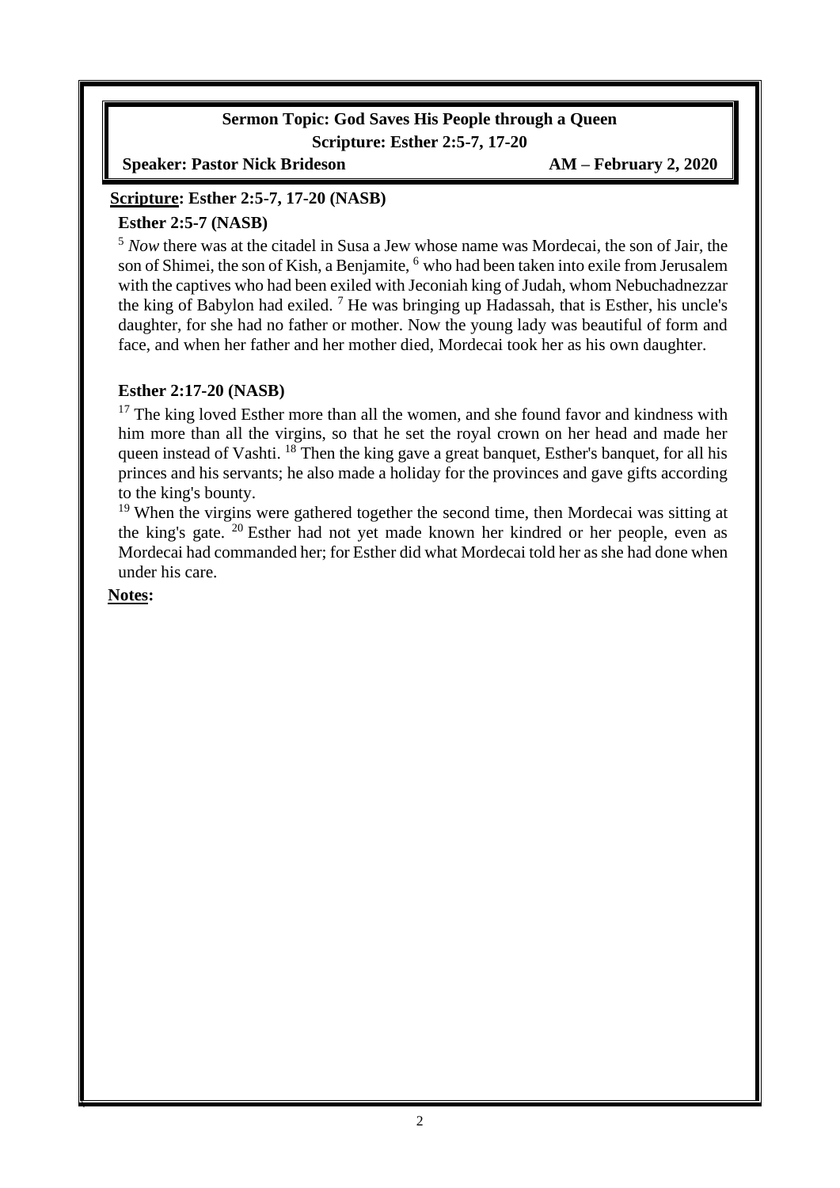**Sermon Topic: God Saves His People through a Queen**

**Scripture: Esther 2:5-7, 17-20**

**Speaker: Pastor Nick Brideson** **AM – February 2, 2020**

**Scripture: Esther 2:5-7, 17-20 (NASB)**

**Esther 2:5-7 (NASB)**

[5] *Now* there was at the citadel in Susa a Jew whose name was Mordecai, the son of Jair, the son of Shimei, the son of Kish, a Benjamite, [6] who had been taken into exile from Jerusalem with the captives who had been exiled with Jeconiah king of Judah, whom Nebuchadnezzar the king of Babylon had exiled. [7] He was bringing up Hadassah, that is Esther, his uncle's daughter, for she had no father or mother. Now the young lady was beautiful of form and face, and when her father and her mother died, Mordecai took her as his own daughter.

**Esther 2:17-20 (NASB)**

[17] The king loved Esther more than all the women, and she found favor and kindness with him more than all the virgins, so that he set the royal crown on her head and made her queen instead of Vashti. [18] Then the king gave a great banquet, Esther's banquet, for all his princes and his servants; he also made a holiday for the provinces and gave gifts according to the king's bounty.

[19] When the virgins were gathered together the second time, then Mordecai was sitting at the king's gate. [20] Esther had not yet made known her kindred or her people, even as Mordecai had commanded her; for Esther did what Mordecai told her as she had done when under his care.

**Notes:**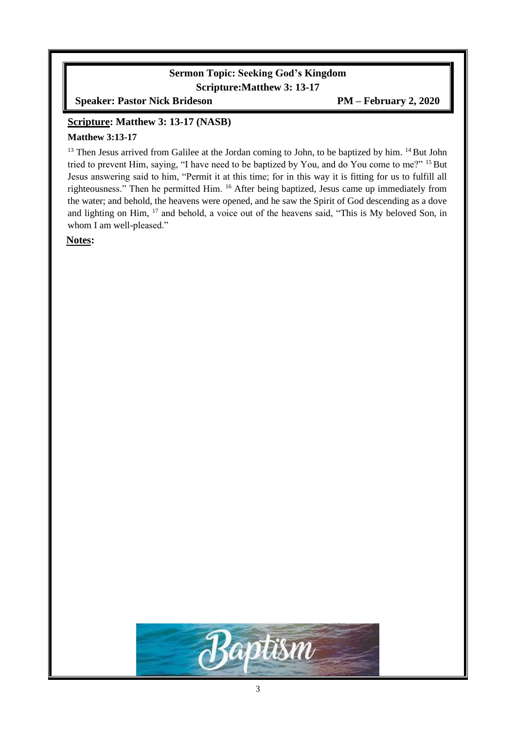**Sermon Topic: Seeking God's Kingdom**

**Scripture:Matthew 3: 13-17**

**Speaker: Pastor Nick Brideson** **PM – February 2, 2020**

**Scripture: Matthew 3: 13-17 (NASB)**

**Matthew 3:13-17**

[13] Then Jesus arrived from Galilee at the Jordan coming to John, to be baptized by him. [14] But John tried to prevent Him, saying, "I have need to be baptized by You, and do You come to me?" [15] But Jesus answering said to him, "Permit it at this time; for in this way it is fitting for us to fulfill all righteousness." Then he permitted Him. [16] After being baptized, Jesus came up immediately from the water; and behold, the heavens were opened, and he saw the Spirit of God descending as a dove and lighting on Him, [17] and behold, a voice out of the heavens said, "This is My beloved Son, in whom I am well-pleased."

**Notes:**

Baptism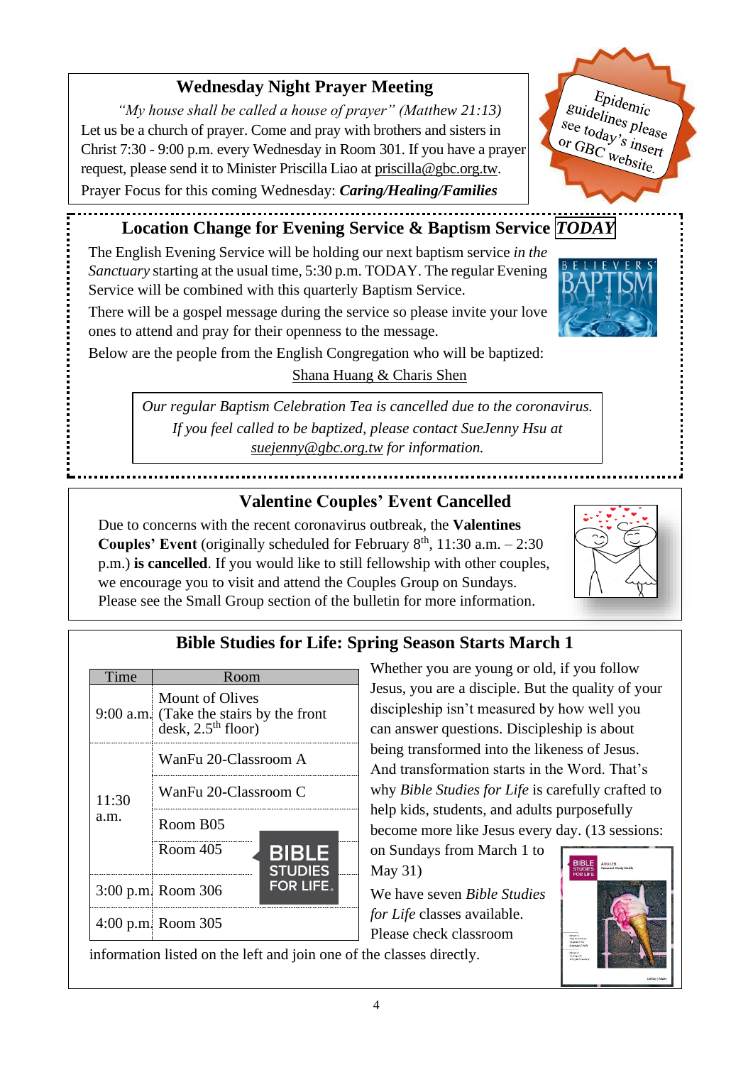## Wednesday Night Prayer Meeting

*"My house shall be called a house of prayer" (Matthew 21:13)*

Let us be a church of prayer. Come and pray with brothers and sisters in Christ 7:30 - 9:00 p.m. every Wednesday in Room 301. If you have a prayer request, please send it to Minister Priscilla Liao at priscilla@gbc.org.tw.

Prayer Focus for this coming Wednesday: ***Caring/Healing/Families***

Epidemic guidelines please see today's insert or GBC website.

## Location Change for Evening Service & Baptism Service *TODAY*

The English Evening Service will be holding our next baptism service *in the Sanctuary* starting at the usual time, 5:30 p.m. TODAY. The regular Evening Service will be combined with this quarterly Baptism Service.

There will be a gospel message during the service so please invite your love ones to attend and pray for their openness to the message.

Below are the people from the English Congregation who will be baptized:

Shana Huang & Charis Shen

*Our regular Baptism Celebration Tea is cancelled due to the coronavirus. If you feel called to be baptized, please contact SueJenny Hsu at suejenny@gbc.org.tw for information.*

## Valentine Couples' Event Cancelled

Due to concerns with the recent coronavirus outbreak, the **Valentines Couples' Event** (originally scheduled for February 8th, 11:30 a.m. – 2:30 p.m.) **is cancelled**. If you would like to still fellowship with other couples, we encourage you to visit and attend the Couples Group on Sundays. Please see the Small Group section of the bulletin for more information.

## Bible Studies for Life: Spring Season Starts March 1

| Time | Room |
|---|---|
| 9:00 a.m. | Mount of Olives (Take the stairs by the front desk, 2.5th floor) |
| 11:30 a.m. | WanFu 20-Classroom A |
| | WanFu 20-Classroom C |
| | Room B05 |
| | Room 405 |
| 3:00 p.m. | Room 306 |
| 4:00 p.m. | Room 305 |

Whether you are young or old, if you follow Jesus, you are a disciple. But the quality of your discipleship isn't measured by how well you can answer questions. Discipleship is about being transformed into the likeness of Jesus. And transformation starts in the Word. That's why *Bible Studies for Life* is carefully crafted to help kids, students, and adults purposefully become more like Jesus every day. (13 sessions: on Sundays from March 1 to May 31)

We have seven *Bible Studies for Life* classes available. Please check classroom information listed on the left and join one of the classes directly.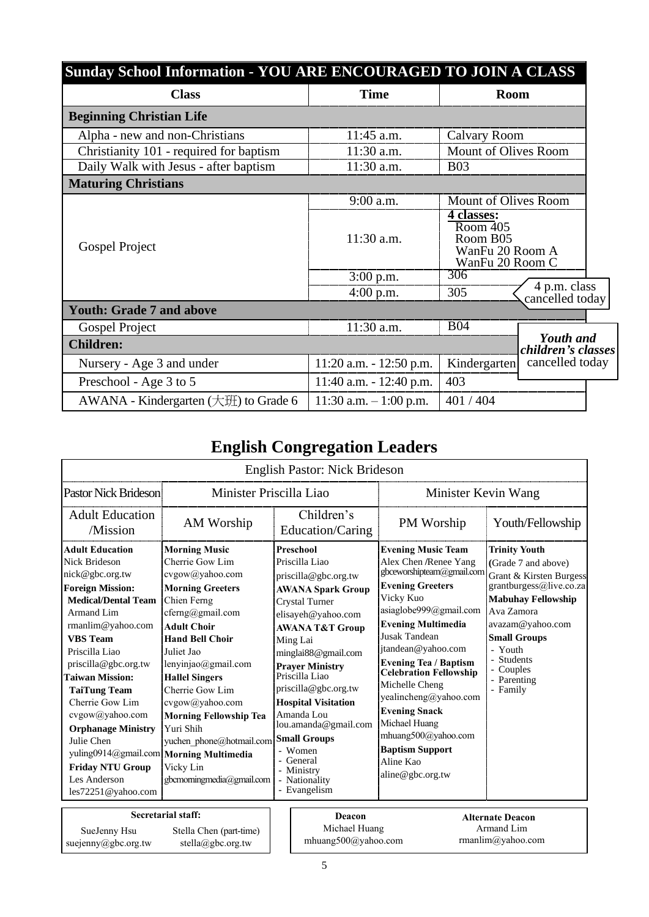## Sunday School Information - YOU ARE ENCOURAGED TO JOIN A CLASS

| Class | Time | Room |
|---|---|---|
| **Beginning Christian Life** | | |
| Alpha - new and non-Christians | 11:45 a.m. | Calvary Room |
| Christianity 101 - required for baptism | 11:30 a.m. | Mount of Olives Room |
| Daily Walk with Jesus - after baptism | 11:30 a.m. | B03 |
| **Maturing Christians** | | |
| Gospel Project | 9:00 a.m. | Mount of Olives Room |
| | 11:30 a.m. | **4 classes:** Room 405, Room B05, WanFu 20 Room A, WanFu 20 Room C |
| | 3:00 p.m. | 306 |
| | 4:00 p.m. | 305 (4 p.m. class cancelled today) |
| **Youth: Grade 7 and above** | | |
| Gospel Project | 11:30 a.m. | B04 |
| **Children:** | | |
| Nursery - Age 3 and under | 11:20 a.m. - 12:50 p.m. | Kindergarten |
| Preschool - Age 3 to 5 | 11:40 a.m. - 12:40 p.m. | 403 |
| AWANA - Kindergarten (大班) to Grade 6 | 11:30 a.m. – 1:00 p.m. | 401 / 404 |

***Youth and children's classes*** cancelled today

# English Congregation Leaders

English Pastor: Nick Brideson

| Pastor Nick Brideson | Minister Priscilla Liao | | Minister Kevin Wang | |
|---|---|---|---|---|
| Adult Education /Mission | AM Worship | Children's Education/Caring | PM Worship | Youth/Fellowship |
| **Adult Education**<br>Nick Brideson<br>nick@gbc.org.tw<br>**Foreign Mission:**<br>**Medical/Dental Team**<br>Armand Lim<br>rmanlim@yahoo.com<br>**VBS Team**<br>Priscilla Liao<br>priscilla@gbc.org.tw<br>**Taiwan Mission:**<br>**TaiTung Team**<br>Cherrie Gow Lim<br>cvgow@yahoo.com<br>**Orphanage Ministry**<br>Julie Chen<br>yuling0914@gmail.com<br>**Friday NTU Group**<br>Les Anderson<br>les72251@yahoo.com | **Morning Music**<br>Cherrie Gow Lim<br>cvgow@yahoo.com<br>**Morning Greeters**<br>Chien Ferng<br>cferng@gmail.com<br>**Adult Choir**<br>**Hand Bell Choir**<br>Juliet Jao<br>lenyinjao@gmail.com<br>**Hallel Singers**<br>Cherrie Gow Lim<br>cvgow@yahoo.com<br>**Morning Fellowship Tea**<br>Yuri Shih<br>yuchen_phone@hotmail.com<br>**Morning Multimedia**<br>Vicky Lin<br>gbcmorningmedia@gmail.com | **Preschool**<br>Priscilla Liao<br>priscilla@gbc.org.tw<br>**AWANA Spark Group**<br>Crystal Turner<br>elisayeh@yahoo.com<br>**AWANA T&T Group**<br>Ming Lai<br>minglai88@gmail.com<br>**Prayer Ministry**<br>Priscilla Liao<br>priscilla@gbc.org.tw<br>**Hospital Visitation**<br>Amanda Lou<br>lou.amanda@gmail.com<br>**Small Groups**<br>- Women<br>- General<br>- Ministry<br>- Nationality<br>- Evangelism | **Evening Music Team**<br>Alex Chen /Renee Yang<br>gbceworshipteam@gmail.com<br>**Evening Greeters**<br>Vicky Kuo<br>asiaglobe999@gmail.com<br>**Evening Multimedia**<br>Jusak Tandean<br>jtandean@yahoo.com<br>**Evening Tea / Baptism Celebration Fellowship**<br>Michelle Cheng<br>yealincheng@yahoo.com<br>**Evening Snack**<br>Michael Huang<br>mhuang500@yahoo.com<br>**Baptism Support**<br>Aline Kao<br>aline@gbc.org.tw | **Trinity Youth**<br>(Grade 7 and above)<br>Grant & Kirsten Burgess<br>grantburgess@live.co.za<br>**Mabuhay Fellowship**<br>Ava Zamora<br>avazam@yahoo.com<br>**Small Groups**<br>- Youth<br>- Students<br>- Couples<br>- Parenting<br>- Family |

**Secretarial staff:**
SueJenny Hsu — suejenny@gbc.org.tw
Stella Chen (part-time) — stella@gbc.org.tw

**Deacon**
Michael Huang — mhuang500@yahoo.com

**Alternate Deacon**
Armand Lim — rmanlim@yahoo.com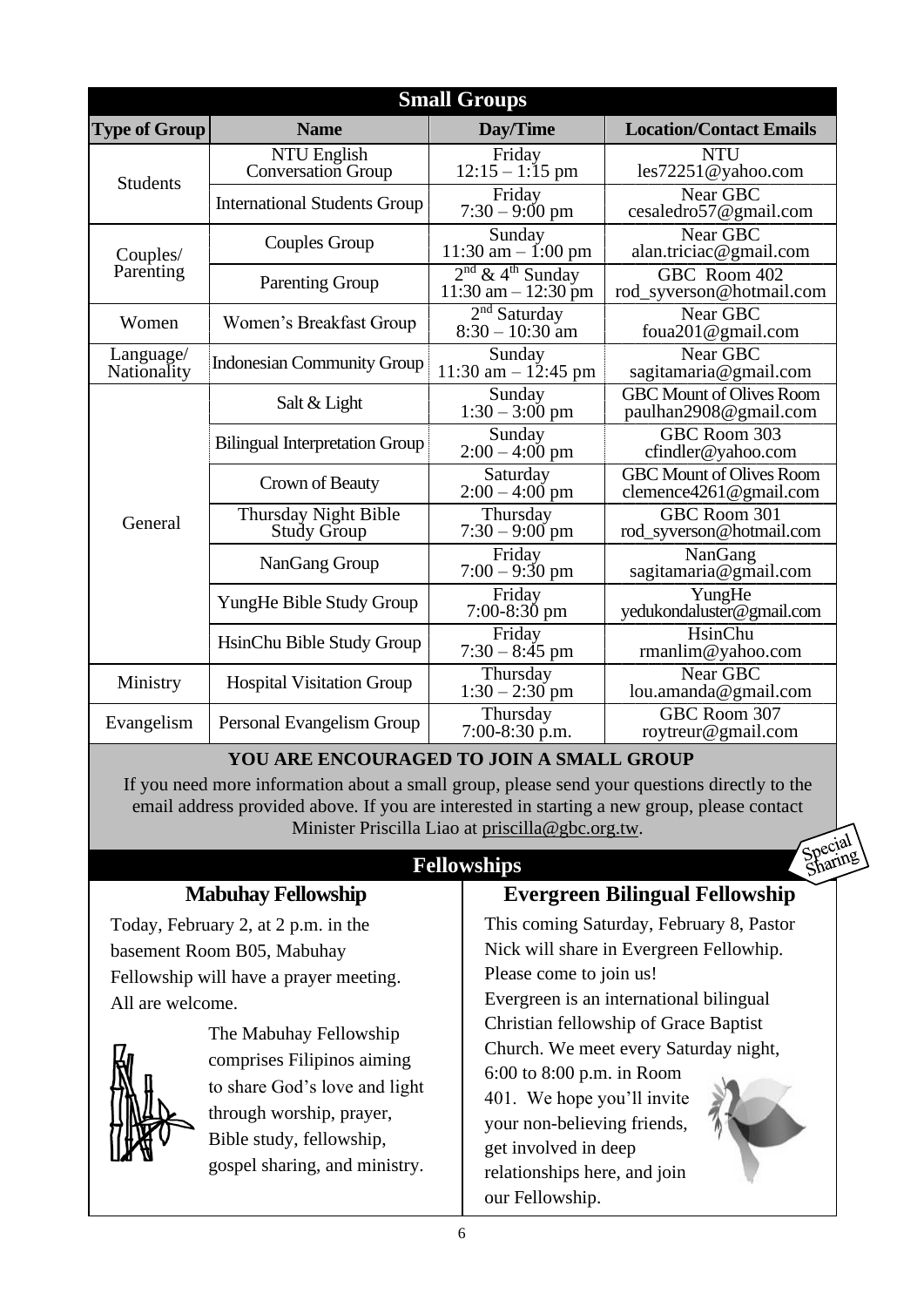## Small Groups

| Type of Group | Name | Day/Time | Location/Contact Emails |
|---|---|---|---|
| Students | NTU English Conversation Group | Friday 12:15 – 1:15 pm | NTU les72251@yahoo.com |
| | International Students Group | Friday 7:30 – 9:00 pm | Near GBC cesaledro57@gmail.com |
| Couples/ Parenting | Couples Group | Sunday 11:30 am – 1:00 pm | Near GBC alan.triciac@gmail.com |
| | Parenting Group | 2nd & 4th Sunday 11:30 am – 12:30 pm | GBC Room 402 rod_syverson@hotmail.com |
| Women | Women's Breakfast Group | 2nd Saturday 8:30 – 10:30 am | Near GBC foua201@gmail.com |
| Language/ Nationality | Indonesian Community Group | Sunday 11:30 am – 12:45 pm | Near GBC sagitamaria@gmail.com |
| General | Salt & Light | Sunday 1:30 – 3:00 pm | GBC Mount of Olives Room paulhan2908@gmail.com |
| | Bilingual Interpretation Group | Sunday 2:00 – 4:00 pm | GBC Room 303 cfindler@yahoo.com |
| | Crown of Beauty | Saturday 2:00 – 4:00 pm | GBC Mount of Olives Room clemence4261@gmail.com |
| | Thursday Night Bible Study Group | Thursday 7:30 – 9:00 pm | GBC Room 301 rod_syverson@hotmail.com |
| | NanGang Group | Friday 7:00 – 9:30 pm | NanGang sagitamaria@gmail.com |
| | YungHe Bible Study Group | Friday 7:00-8:30 pm | YungHe yedukondaluster@gmail.com |
| | HsinChu Bible Study Group | Friday 7:30 – 8:45 pm | HsinChu rmanlim@yahoo.com |
| Ministry | Hospital Visitation Group | Thursday 1:30 – 2:30 pm | Near GBC lou.amanda@gmail.com |
| Evangelism | Personal Evangelism Group | Thursday 7:00-8:30 p.m. | GBC Room 307 roytreur@gmail.com |

**YOU ARE ENCOURAGED TO JOIN A SMALL GROUP**

If you need more information about a small group, please send your questions directly to the email address provided above. If you are interested in starting a new group, please contact Minister Priscilla Liao at priscilla@gbc.org.tw.

## Fellowships

Special Sharing

### Mabuhay Fellowship

Today, February 2, at 2 p.m. in the basement Room B05, Mabuhay Fellowship will have a prayer meeting. All are welcome.

The Mabuhay Fellowship comprises Filipinos aiming to share God's love and light through worship, prayer, Bible study, fellowship, gospel sharing, and ministry.

### Evergreen Bilingual Fellowship

This coming Saturday, February 8, Pastor Nick will share in Evergreen Fellowhip. Please come to join us!

Evergreen is an international bilingual Christian fellowship of Grace Baptist Church. We meet every Saturday night, 6:00 to 8:00 p.m. in Room 401. We hope you'll invite your non-believing friends, get involved in deep relationships here, and join our Fellowship.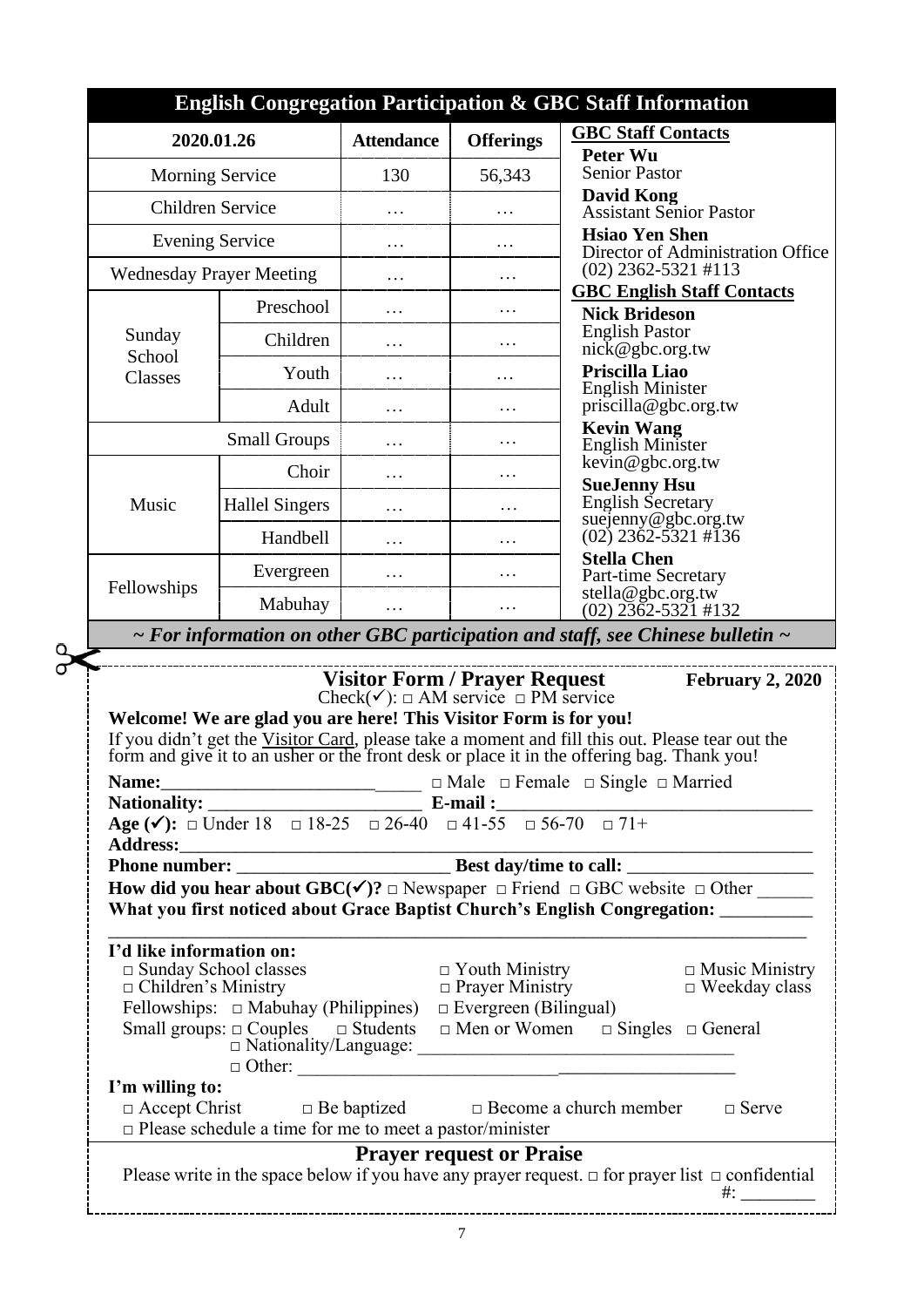## English Congregation Participation & GBC Staff Information

| 2020.01.26 | | Attendance | Offerings |
|---|---|---|---|
| Morning Service | | 130 | 56,343 |
| Children Service | | … | … |
| Evening Service | | … | … |
| Wednesday Prayer Meeting | | … | … |
| Sunday School Classes | Preschool | … | … |
| | Children | … | … |
| | Youth | … | … |
| | Adult | … | … |
| Small Groups | | … | … |
| Music | Choir | … | … |
| | Hallel Singers | … | … |
| | Handbell | … | … |
| Fellowships | Evergreen | … | … |
| | Mabuhay | … | … |

**GBC Staff Contacts**

**Peter Wu**
Senior Pastor

**David Kong**
Assistant Senior Pastor

**Hsiao Yen Shen**
Director of Administration Office
(02) 2362-5321 #113

**GBC English Staff Contacts**

**Nick Brideson**
English Pastor
nick@gbc.org.tw

**Priscilla Liao**
English Minister
priscilla@gbc.org.tw

**Kevin Wang**
English Minister
kevin@gbc.org.tw

**SueJenny Hsu**
English Secretary
suejenny@gbc.org.tw
(02) 2362-5321 #136

**Stella Chen**
Part-time Secretary
stella@gbc.org.tw
(02) 2362-5321 #132

*~ For information on other GBC participation and staff, see Chinese bulletin ~*

---

## Visitor Form / Prayer Request

**February 2, 2020**

Check(✓): □ AM service □ PM service

**Welcome! We are glad you are here! This Visitor Form is for you!**

If you didn't get the Visitor Card, please take a moment and fill this out. Please tear out the form and give it to an usher or the front desk or place it in the offering bag. Thank you!

**Name:**___________________________ □ Male □ Female □ Single □ Married

**Nationality:** ________________________ **E-mail :**________________________________

**Age (✓):** □ Under 18 □ 18-25 □ 26-40 □ 41-55 □ 56-70 □ 71+

**Address:**________________________________________________________________

**Phone number:** ______________________ **Best day/time to call:** ___________________

**How did you hear about GBC(✓)?** □ Newspaper □ Friend □ GBC website □ Other ______

**What you first noticed about Grace Baptist Church's English Congregation:** __________

_____________________________________________________________________________

**I'd like information on:**

□ Sunday School classes □ Youth Ministry □ Music Ministry
□ Children's Ministry □ Prayer Ministry □ Weekday class
Fellowships: □ Mabuhay (Philippines) □ Evergreen (Bilingual)
Small groups: □ Couples □ Students □ Men or Women □ Singles □ General
□ Nationality/Language: __________________________________
□ Other: ________________________________________________

**I'm willing to:**

□ Accept Christ □ Be baptized □ Become a church member □ Serve
□ Please schedule a time for me to meet a pastor/minister

### Prayer request or Praise

Please write in the space below if you have any prayer request. □ for prayer list □ confidential

#: ________